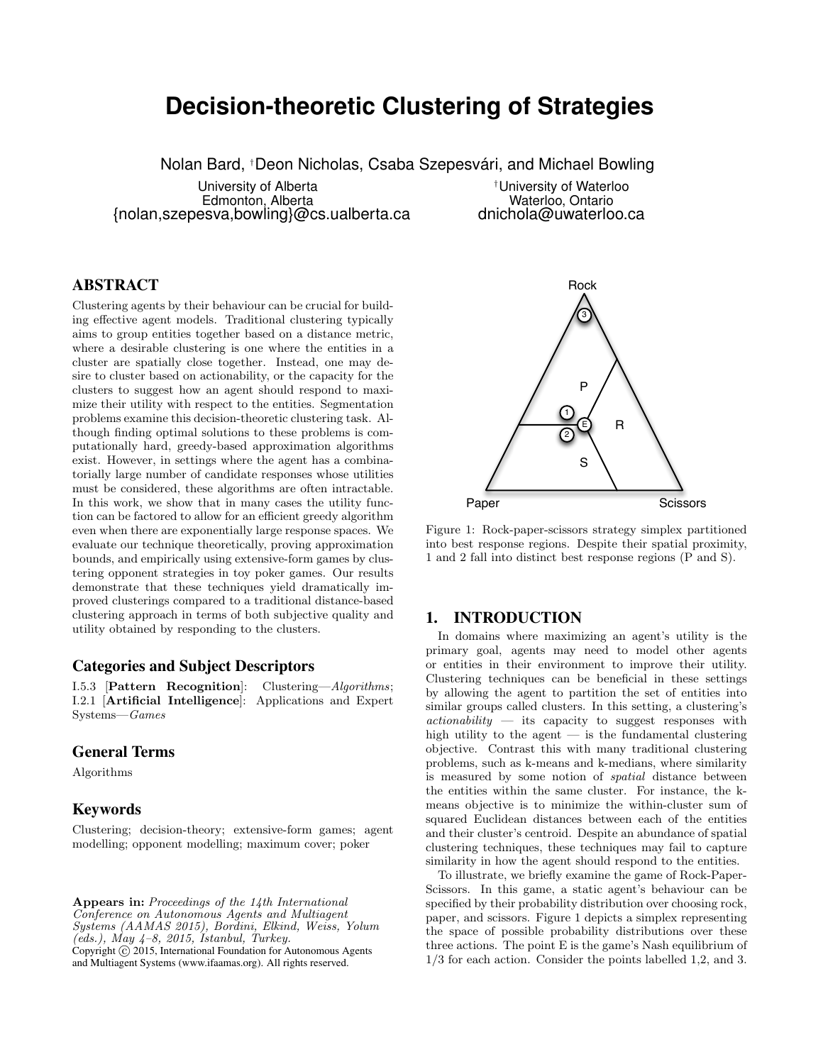# Decision-theoretic Clustering of Strategies

Nolan Bard, [†]Deon Nicholas, Csaba Szepesvári, and Michael Bowling

University of Alberta
Edmonton, Alberta
{nolan,szepesva,bowling}@cs.ualberta.ca

[†]University of Waterloo
Waterloo, Ontario
dnichola@uwaterloo.ca

## ABSTRACT

Clustering agents by their behaviour can be crucial for building effective agent models. Traditional clustering typically aims to group entities together based on a distance metric, where a desirable clustering is one where the entities in a cluster are spatially close together. Instead, one may desire to cluster based on actionability, or the capacity for the clusters to suggest how an agent should respond to maximize their utility with respect to the entities. Segmentation problems examine this decision-theoretic clustering task. Although finding optimal solutions to these problems is computationally hard, greedy-based approximation algorithms exist. However, in settings where the agent has a combinatorially large number of candidate responses whose utilities must be considered, these algorithms are often intractable. In this work, we show that in many cases the utility function can be factored to allow for an efficient greedy algorithm even when there are exponentially large response spaces. We evaluate our technique theoretically, proving approximation bounds, and empirically using extensive-form games by clustering opponent strategies in toy poker games. Our results demonstrate that these techniques yield dramatically improved clusterings compared to a traditional distance-based clustering approach in terms of both subjective quality and utility obtained by responding to the clusters.

### Categories and Subject Descriptors

I.5.3 [**Pattern Recognition**]: Clustering—*Algorithms*; I.2.1 [**Artificial Intelligence**]: Applications and Expert Systems—*Games*

### General Terms

Algorithms

### Keywords

Clustering; decision-theory; extensive-form games; agent modelling; opponent modelling; maximum cover; poker

**Appears in:** *Proceedings of the 14th International Conference on Autonomous Agents and Multiagent Systems (AAMAS 2015), Bordini, Elkind, Weiss, Yolum (eds.), May 4–8, 2015, Istanbul, Turkey.*
Copyright © 2015, International Foundation for Autonomous Agents and Multiagent Systems (www.ifaamas.org). All rights reserved.

Figure 1: Rock-paper-scissors strategy simplex partitioned into best response regions. Despite their spatial proximity, 1 and 2 fall into distinct best response regions (P and S).

## 1. INTRODUCTION

In domains where maximizing an agent's utility is the primary goal, agents may need to model other agents or entities in their environment to improve their utility. Clustering techniques can be beneficial in these settings by allowing the agent to partition the set of entities into similar groups called clusters. In this setting, a clustering's *actionability* — its capacity to suggest responses with high utility to the agent — is the fundamental clustering objective. Contrast this with many traditional clustering problems, such as k-means and k-medians, where similarity is measured by some notion of *spatial* distance between the entities within the same cluster. For instance, the k-means objective is to minimize the within-cluster sum of squared Euclidean distances between each of the entities and their cluster's centroid. Despite an abundance of spatial clustering techniques, these techniques may fail to capture similarity in how the agent should respond to the entities.

To illustrate, we briefly examine the game of Rock-Paper-Scissors. In this game, a static agent's behaviour can be specified by their probability distribution over choosing rock, paper, and scissors. Figure 1 depicts a simplex representing the space of possible probability distributions over these three actions. The point E is the game's Nash equilibrium of 1/3 for each action. Consider the points labelled 1,2, and 3.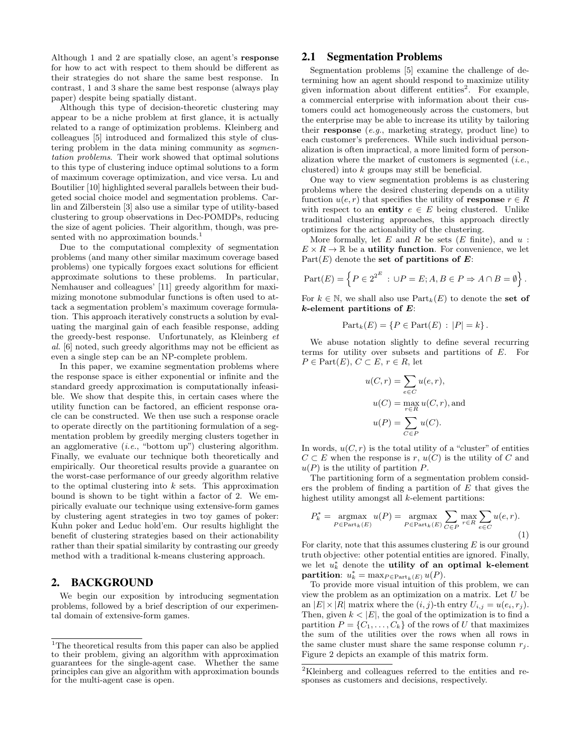Although 1 and 2 are spatially close, an agent's **response** for how to act with respect to them should be different as their strategies do not share the same best response. In contrast, 1 and 3 share the same best response (always play paper) despite being spatially distant.

Although this type of decision-theoretic clustering may appear to be a niche problem at first glance, it is actually related to a range of optimization problems. Kleinberg and colleagues [5] introduced and formalized this style of clustering problem in the data mining community as *segmentation problems*. Their work showed that optimal solutions to this type of clustering induce optimal solutions to a form of maximum coverage optimization, and vice versa. Lu and Boutilier [10] highlighted several parallels between their budgeted social choice model and segmentation problems. Carlin and Zilberstein [3] also use a similar type of utility-based clustering to group observations in Dec-POMDPs, reducing the size of agent policies. Their algorithm, though, was presented with no approximation bounds.[1]

Due to the computational complexity of segmentation problems (and many other similar maximum coverage based problems) one typically forgoes exact solutions for efficient approximate solutions to these problems. In particular, Nemhauser and colleagues' [11] greedy algorithm for maximizing monotone submodular functions is often used to attack a segmentation problem's maximum coverage formulation. This approach iteratively constructs a solution by evaluating the marginal gain of each feasible response, adding the greedy-best response. Unfortunately, as Kleinberg *et al.* [6] noted, such greedy algorithms may not be efficient as even a single step can be an NP-complete problem.

In this paper, we examine segmentation problems where the response space is either exponential or infinite and the standard greedy approximation is computationally infeasible. We show that despite this, in certain cases where the utility function can be factored, an efficient response oracle can be constructed. We then use such a response oracle to operate directly on the partitioning formulation of a segmentation problem by greedily merging clusters together in an agglomerative (*i.e.*, "bottom up") clustering algorithm. Finally, we evaluate our technique both theoretically and empirically. Our theoretical results provide a guarantee on the worst-case performance of our greedy algorithm relative to the optimal clustering into $k$ sets. This approximation bound is shown to be tight within a factor of 2. We empirically evaluate our technique using extensive-form games by clustering agent strategies in two toy games of poker: Kuhn poker and Leduc hold'em. Our results highlight the benefit of clustering strategies based on their actionability rather than their spatial similarity by contrasting our greedy method with a traditional k-means clustering approach.

## 2. BACKGROUND

We begin our exposition by introducing segmentation problems, followed by a brief description of our experimental domain of extensive-form games.

[1] The theoretical results from this paper can also be applied to their problem, giving an algorithm with approximation guarantees for the single-agent case. Whether the same principles can give an algorithm with approximation bounds for the multi-agent case is open.

### 2.1 Segmentation Problems

Segmentation problems [5] examine the challenge of determining how an agent should respond to maximize utility given information about different entities[2]. For example, a commercial enterprise with information about their customers could act homogeneously across the customers, but the enterprise may be able to increase its utility by tailoring their **response** (*e.g.*, marketing strategy, product line) to each customer's preferences. While such individual personalization is often impractical, a more limited form of personalization where the market of customers is segmented (*i.e.*, clustered) into $k$ groups may still be beneficial.

One way to view segmentation problems is as clustering problems where the desired clustering depends on a utility function $u(e, r)$ that specifies the utility of **response** $r \in R$ with respect to an **entity** $e \in E$ being clustered. Unlike traditional clustering approaches, this approach directly optimizes for the actionability of the clustering.

More formally, let $E$ and $R$ be sets ($E$ finite), and $u : E \times R \to \mathbb{R}$ be a **utility function**. For convenience, we let $\text{Part}(E)$ denote the **set of partitions of $E$**:

$$\text{Part}(E) = \left\{ P \in 2^{2^E} : \cup P = E; A, B \in P \Rightarrow A \cap B = \emptyset \right\}.$$

For $k \in \mathbb{N}$, we shall also use $\text{Part}_k(E)$ to denote the **set of $k$-element partitions of $E$**:

$$\text{Part}_k(E) = \{ P \in \text{Part}(E) : |P| = k \}.$$

We abuse notation slightly to define several recurring terms for utility over subsets and partitions of $E$. For $P \in \text{Part}(E)$, $C \subset E$, $r \in R$, let

$$u(C, r) = \sum_{e \in C} u(e, r),$$
$$u(C) = \max_{r \in R} u(C, r), \text{and}$$
$$u(P) = \sum_{C \in P} u(C).$$

In words, $u(C, r)$ is the total utility of a "cluster" of entities $C \subset E$ when the response is $r$, $u(C)$ is the utility of $C$ and $u(P)$ is the utility of partition $P$.

The partitioning form of a segmentation problem considers the problem of finding a partition of $E$ that gives the highest utility amongst all $k$-element partitions:

$$P_k^* = \operatorname*{argmax}_{P \in \text{Part}_k(E)} u(P) = \operatorname*{argmax}_{P \in \text{Part}_k(E)} \sum_{C \in P} \max_{r \in R} \sum_{e \in C} u(e, r). \tag{1}$$

For clarity, note that this assumes clustering $E$ is our ground truth objective: other potential entities are ignored. Finally, we let $u_k^*$ denote the **utility of an optimal $k$-element partition**: $u_k^* = \max_{P \in \text{Part}_k(E)} u(P)$.

To provide more visual intuition of this problem, we can view the problem as an optimization on a matrix. Let $U$ be an $|E| \times |R|$ matrix where the $(i, j)$-th entry $U_{i,j} = u(e_i, r_j)$. Then, given $k < |E|$, the goal of the optimization is to find a partition $P = \{C_1, \ldots, C_k\}$ of the rows of $U$ that maximizes the sum of the utilities over the rows when all rows in the same cluster must share the same response column $r_j$. Figure 2 depicts an example of this matrix form.

[2] Kleinberg and colleagues referred to the entities and responses as customers and decisions, respectively.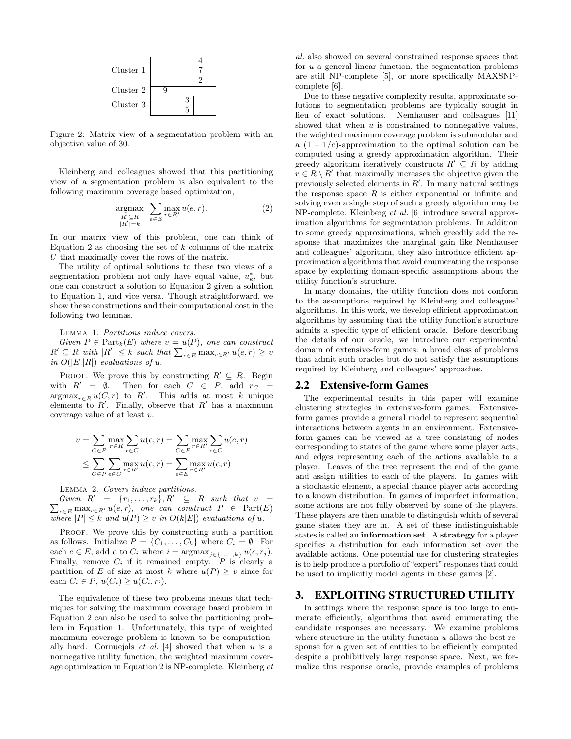| | | | | | |
|---|---|---|---|---|---|
| Cluster 1 | | | | 4<br>7<br>2 | |
| Cluster 2 | | 9 | | | |
| Cluster 3 | | | 3<br>5 | | |

Figure 2: Matrix view of a segmentation problem with an objective value of 30.

Kleinberg and colleagues showed that this partitioning view of a segmentation problem is also equivalent to the following maximum coverage based optimization,

$$\underset{\substack{R' \subseteq R \\ |R'|=k}}{\operatorname{argmax}} \sum_{e \in E} \max_{r \in R'} u(e, r). \tag{2}$$

In our matrix view of this problem, one can think of Equation 2 as choosing the set of $k$ columns of the matrix $U$ that maximally cover the rows of the matrix.

The utility of optimal solutions to these two views of a segmentation problem not only have equal value, $u_k^*$, but one can construct a solution to Equation 2 given a solution to Equation 1, and vice versa. Though straightforward, we show these constructions and their computational cost in the following two lemmas.

Lemma 1. *Partitions induce covers.*
*Given $P \in \text{Part}_k(E)$ where $v = u(P)$, one can construct $R' \subseteq R$ with $|R'| \leq k$ such that $\sum_{e \in E} \max_{r \in R'} u(e, r) \geq v$ in $O(|E||R|)$ evaluations of $u$.*

Proof. We prove this by constructing $R' \subseteq R$. Begin with $R' = \emptyset$. Then for each $C \in P$, add $r_C = \text{argmax}_{r \in R} u(C, r)$ to $R'$. This adds at most $k$ unique elements to $R'$. Finally, observe that $R'$ has a maximum coverage value of at least $v$.

$$\begin{aligned} v = \sum_{C \in P} \max_{r \in R} \sum_{e \in C} u(e, r) &= \sum_{C \in P} \max_{r \in R'} \sum_{e \in C} u(e, r) \\ \leq \sum_{C \in P} \sum_{e \in C} \max_{r \in R'} u(e, r) &= \sum_{e \in E} \max_{r \in R'} u(e, r) \quad \square \end{aligned}$$

Lemma 2. *Covers induce partitions.*
*Given $R' = \{r_1, \ldots, r_k\}, R' \subseteq R$ such that $v = \sum_{e \in E} \max_{r \in R'} u(e, r)$, one can construct $P \in \text{Part}(E)$ where $|P| \leq k$ and $u(P) \geq v$ in $O(k|E|)$ evaluations of $u$.*

Proof. We prove this by constructing such a partition as follows. Initialize $P = \{C_1, \ldots, C_k\}$ where $C_i = \emptyset$. For each $e \in E$, add $e$ to $C_i$ where $i = \text{argmax}_{j \in \{1,\ldots,k\}} u(e, r_j)$. Finally, remove $C_i$ if it remained empty. $P$ is clearly a partition of $E$ of size at most $k$ where $u(P) \geq v$ since for each $C_i \in P$, $u(C_i) \geq u(C_i, r_i)$. $\square$

The equivalence of these two problems means that techniques for solving the maximum coverage based problem in Equation 2 can also be used to solve the partitioning problem in Equation 1. Unfortunately, this type of weighted maximum coverage problem is known to be computationally hard. Cornuejols *et al.* [4] showed that when $u$ is a nonnegative utility function, the weighted maximum coverage optimization in Equation 2 is NP-complete. Kleinberg *et al.* also showed on several constrained response spaces that for $u$ a general linear function, the segmentation problems are still NP-complete [5], or more specifically MAXSNP-complete [6].

Due to these negative complexity results, approximate solutions to segmentation problems are typically sought in lieu of exact solutions. Nemhauser and colleagues [11] showed that when $u$ is constrained to nonnegative values, the weighted maximum coverage problem is submodular and a $(1 - 1/e)$-approximation to the optimal solution can be computed using a greedy approximation algorithm. Their greedy algorithm iteratively constructs $R' \subseteq R$ by adding $r \in R \setminus R'$ that maximally increases the objective given the previously selected elements in $R'$. In many natural settings the response space $R$ is either exponential or infinite and solving even a single step of such a greedy algorithm may be NP-complete. Kleinberg *et al.* [6] introduce several approximation algorithms for segmentation problems. In addition to some greedy approximations, which greedily add the response that maximizes the marginal gain like Nemhauser and colleagues' algorithm, they also introduce efficient approximation algorithms that avoid enumerating the response space by exploiting domain-specific assumptions about the utility function's structure.

In many domains, the utility function does not conform to the assumptions required by Kleinberg and colleagues' algorithms. In this work, we develop efficient approximation algorithms by assuming that the utility function's structure admits a specific type of efficient oracle. Before describing the details of our oracle, we introduce our experimental domain of extensive-form games: a broad class of problems that admit such oracles but do not satisfy the assumptions required by Kleinberg and colleagues' approaches.

## 2.2 Extensive-form Games

The experimental results in this paper will examine clustering strategies in extensive-form games. Extensive-form games provide a general model to represent sequential interactions between agents in an environment. Extensive-form games can be viewed as a tree consisting of nodes corresponding to states of the game where some player acts, and edges representing each of the actions available to a player. Leaves of the tree represent the end of the game and assign utilities to each of the players. In games with a stochastic element, a special chance player acts according to a known distribution. In games of imperfect information, some actions are not fully observed by some of the players. These players are then unable to distinguish which of several game states they are in. A set of these indistinguishable states is called an **information set**. A **strategy** for a player specifies a distribution for each information set over the available actions. One potential use for clustering strategies is to help produce a portfolio of "expert" responses that could be used to implicitly model agents in these games [2].

# 3. EXPLOITING STRUCTURED UTILITY

In settings where the response space is too large to enumerate efficiently, algorithms that avoid enumerating the candidate responses are necessary. We examine problems where structure in the utility function $u$ allows the best response for a given set of entities to be efficiently computed despite a prohibitively large response space. Next, we formalize this response oracle, provide examples of problems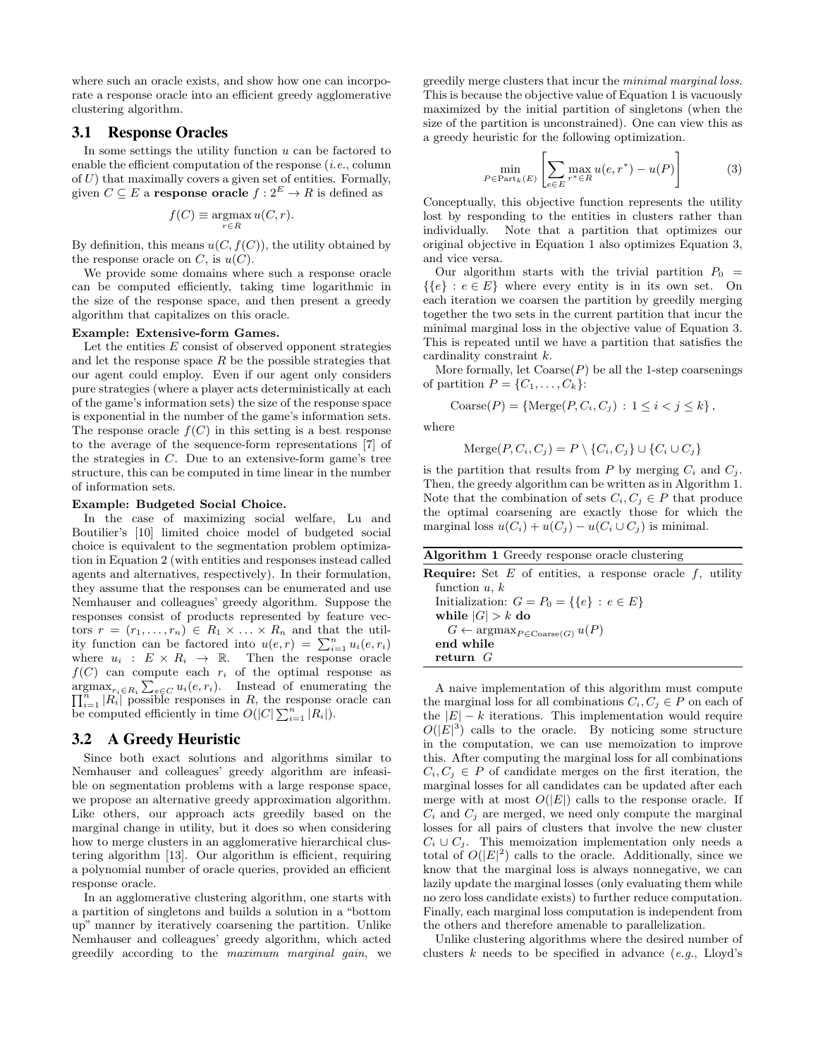where such an oracle exists, and show how one can incorporate a response oracle into an efficient greedy agglomerative clustering algorithm.

## 3.1 Response Oracles

In some settings the utility function $u$ can be factored to enable the efficient computation of the response (*i.e.*, column of $U$) that maximally covers a given set of entities. Formally, given $C \subseteq E$ a **response oracle** $f : 2^E \to R$ is defined as

$$f(C) \equiv \operatorname*{argmax}_{r \in R} u(C, r).$$

By definition, this means $u(C, f(C))$, the utility obtained by the response oracle on $C$, is $u(C)$.

We provide some domains where such a response oracle can be computed efficiently, taking time logarithmic in the size of the response space, and then present a greedy algorithm that capitalizes on this oracle.

**Example: Extensive-form Games.**

Let the entities $E$ consist of observed opponent strategies and let the response space $R$ be the possible strategies that our agent could employ. Even if our agent only considers pure strategies (where a player acts deterministically at each of the game's information sets) the size of the response space is exponential in the number of the game's information sets. The response oracle $f(C)$ in this setting is a best response to the average of the sequence-form representations [7] of the strategies in $C$. Due to an extensive-form game's tree structure, this can be computed in time linear in the number of information sets.

**Example: Budgeted Social Choice.**

In the case of maximizing social welfare, Lu and Boutilier's [10] limited choice model of budgeted social choice is equivalent to the segmentation problem optimization in Equation 2 (with entities and responses instead called agents and alternatives, respectively). In their formulation, they assume that the responses can be enumerated and use Nemhauser and colleagues' greedy algorithm. Suppose the responses consist of products represented by feature vectors $r = (r_1, \ldots, r_n) \in R_1 \times \ldots \times R_n$ and that the utility function can be factored into $u(e, r) = \sum_{i=1}^{n} u_i(e, r_i)$ where $u_i : E \times R_i \to \mathbb{R}$. Then the response oracle $f(C)$ can compute each $r_i$ of the optimal response as $\operatorname{argmax}_{r_i \in R_i} \sum_{e \in C} u_i(e, r_i)$. Instead of enumerating the $\prod_{i=1}^{n} |R_i|$ possible responses in $R$, the response oracle can be computed efficiently in time $O(|C| \sum_{i=1}^{n} |R_i|)$.

## 3.2 A Greedy Heuristic

Since both exact solutions and algorithms similar to Nemhauser and colleagues' greedy algorithm are infeasible on segmentation problems with a large response space, we propose an alternative greedy approximation algorithm. Like others, our approach acts greedily based on the marginal change in utility, but it does so when considering how to merge clusters in an agglomerative hierarchical clustering algorithm [13]. Our algorithm is efficient, requiring a polynomial number of oracle queries, provided an efficient response oracle.

In an agglomerative clustering algorithm, one starts with a partition of singletons and builds a solution in a "bottom up" manner by iteratively coarsening the partition. Unlike Nemhauser and colleagues' greedy algorithm, which acted greedily according to the *maximum marginal gain*, we greedily merge clusters that incur the *minimal marginal loss*. This is because the objective value of Equation 1 is vacuously maximized by the initial partition of singletons (when the size of the partition is unconstrained). One can view this as a greedy heuristic for the following optimization.

$$\min_{P \in \text{Part}_k(E)} \left[ \sum_{e \in E} \max_{r^* \in R} u(e, r^*) - u(P) \right] \tag{3}$$

Conceptually, this objective function represents the utility lost by responding to the entities in clusters rather than individually. Note that a partition that optimizes our original objective in Equation 1 also optimizes Equation 3, and vice versa.

Our algorithm starts with the trivial partition $P_0 = \{\{e\} : e \in E\}$ where every entity is in its own set. On each iteration we coarsen the partition by greedily merging together the two sets in the current partition that incur the minimal marginal loss in the objective value of Equation 3. This is repeated until we have a partition that satisfies the cardinality constraint $k$.

More formally, let $\text{Coarse}(P)$ be all the 1-step coarsenings of partition $P = \{C_1, \ldots, C_k\}$:

$$\text{Coarse}(P) = \{\text{Merge}(P, C_i, C_j) : 1 \le i < j \le k\},$$

where

$$\text{Merge}(P, C_i, C_j) = P \setminus \{C_i, C_j\} \cup \{C_i \cup C_j\}$$

is the partition that results from $P$ by merging $C_i$ and $C_j$. Then, the greedy algorithm can be written as in Algorithm 1. Note that the combination of sets $C_i, C_j \in P$ that produce the optimal coarsening are exactly those for which the marginal loss $u(C_i) + u(C_j) - u(C_i \cup C_j)$ is minimal.

**Algorithm 1** Greedy response oracle clustering

```
Require: Set E of entities, a response oracle f, utility
  function u, k
  Initialization: G = P_0 = {{e} : e ∈ E}
  while |G| > k do
    G ← argmax_{P ∈ Coarse(G)} u(P)
  end while
  return G
```

A naive implementation of this algorithm must compute the marginal loss for all combinations $C_i, C_j \in P$ on each of the $|E| - k$ iterations. This implementation would require $O(|E|^3)$ calls to the oracle. By noticing some structure in the computation, we can use memoization to improve this. After computing the marginal loss for all combinations $C_i, C_j \in P$ of candidate merges on the first iteration, the marginal losses for all candidates can be updated after each merge with at most $O(|E|)$ calls to the response oracle. If $C_i$ and $C_j$ are merged, we need only compute the marginal losses for all pairs of clusters that involve the new cluster $C_i \cup C_j$. This memoization implementation only needs a total of $O(|E|^2)$ calls to the oracle. Additionally, since we know that the marginal loss is always nonnegative, we can lazily update the marginal losses (only evaluating them while no zero loss candidate exists) to further reduce computation. Finally, each marginal loss computation is independent from the others and therefore amenable to parallelization.

Unlike clustering algorithms where the desired number of clusters $k$ needs to be specified in advance (*e.g.*, Lloyd's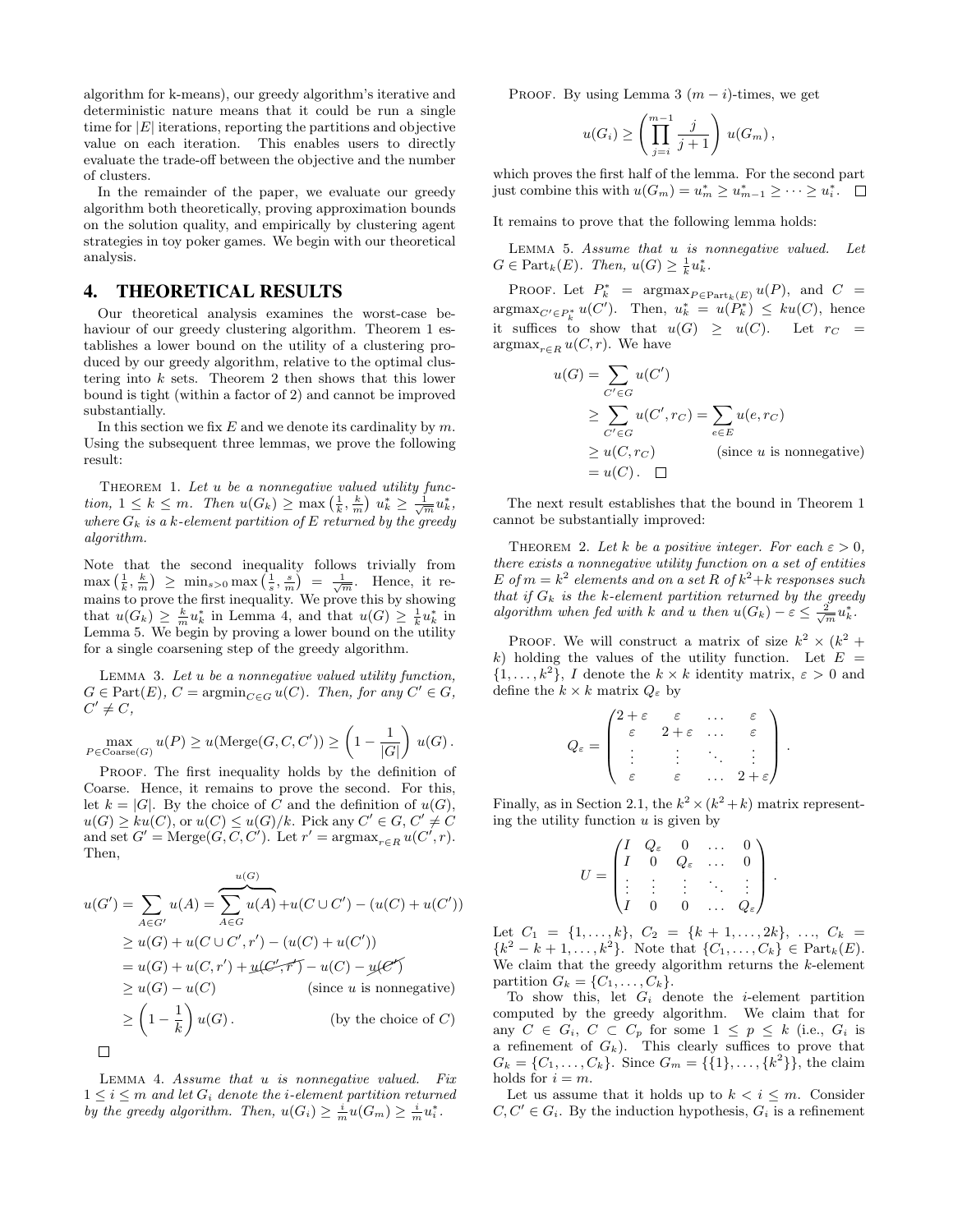algorithm for k-means), our greedy algorithm's iterative and deterministic nature means that it could be run a single time for $|E|$ iterations, reporting the partitions and objective value on each iteration. This enables users to directly evaluate the trade-off between the objective and the number of clusters.

In the remainder of the paper, we evaluate our greedy algorithm both theoretically, proving approximation bounds on the solution quality, and empirically by clustering agent strategies in toy poker games. We begin with our theoretical analysis.

## 4. THEORETICAL RESULTS

Our theoretical analysis examines the worst-case behaviour of our greedy clustering algorithm. Theorem 1 establishes a lower bound on the utility of a clustering produced by our greedy algorithm, relative to the optimal clustering into $k$ sets. Theorem 2 then shows that this lower bound is tight (within a factor of 2) and cannot be improved substantially.

In this section we fix $E$ and we denote its cardinality by $m$. Using the subsequent three lemmas, we prove the following result:

Theorem 1. *Let $u$ be a nonnegative valued utility function, $1 \le k \le m$. Then $u(G_k) \ge \max\left(\frac{1}{k}, \frac{k}{m}\right) u^*_k \ge \frac{1}{\sqrt{m}} u^*_k$, where $G_k$ is a $k$-element partition of $E$ returned by the greedy algorithm.*

Note that the second inequality follows trivially from $\max\left(\frac{1}{k}, \frac{k}{m}\right) \ge \min_{s>0} \max\left(\frac{1}{s}, \frac{s}{m}\right) = \frac{1}{\sqrt{m}}$. Hence, it remains to prove the first inequality. We prove this by showing that $u(G_k) \ge \frac{k}{m} u^*_k$ in Lemma 4, and that $u(G) \ge \frac{1}{k} u^*_k$ in Lemma 5. We begin by proving a lower bound on the utility for a single coarsening step of the greedy algorithm.

Lemma 3. *Let $u$ be a nonnegative valued utility function, $G \in \mathrm{Part}(E)$, $C = \mathrm{argmin}_{C \in G} u(C)$. Then, for any $C' \in G$, $C' \ne C$,*

$$\max_{P \in \mathrm{Coarse}(G)} u(P) \ge u(\mathrm{Merge}(G, C, C')) \ge \left(1 - \frac{1}{|G|}\right) u(G).$$

Proof. The first inequality holds by the definition of Coarse. Hence, it remains to prove the second. For this, let $k = |G|$. By the choice of $C$ and the definition of $u(G)$, $u(G) \ge k u(C)$, or $u(C) \le u(G)/k$. Pick any $C' \in G$, $C' \ne C$ and set $G' = \mathrm{Merge}(G, C, C')$. Let $r' = \mathrm{argmax}_{r \in R} u(C', r)$. Then,

$$\begin{aligned}
u(G') = \sum_{A \in G'} u(A) &= \overbrace{\sum_{A \in G} u(A)}^{u(G)} + u(C \cup C') - (u(C) + u(C')) \\
&\ge u(G) + u(C \cup C', r') - (u(C) + u(C')) \\
&= u(G) + u(C, r') + \cancel{u(C', r')} - u(C) - \cancel{u(C')} \\
&\ge u(G) - u(C) \qquad \text{(since } u \text{ is nonnegative)} \\
&\ge \left(1 - \frac{1}{k}\right) u(G). \qquad \text{(by the choice of } C\text{)}
\end{aligned}$$

□

Lemma 4. *Assume that $u$ is nonnegative valued. Fix $1 \le i \le m$ and let $G_i$ denote the $i$-element partition returned by the greedy algorithm. Then, $u(G_i) \ge \frac{i}{m} u(G_m) \ge \frac{i}{m} u^*_i$.*

Proof. By using Lemma 3 $(m-i)$-times, we get

$$u(G_i) \ge \left(\prod_{j=i}^{m-1} \frac{j}{j+1}\right) u(G_m),$$

which proves the first half of the lemma. For the second part just combine this with $u(G_m) = u^*_m \ge u^*_{m-1} \ge \cdots \ge u^*_i$. □

It remains to prove that the following lemma holds:

Lemma 5. *Assume that $u$ is nonnegative valued. Let $G \in \mathrm{Part}_k(E)$. Then, $u(G) \ge \frac{1}{k} u^*_k$.*

Proof. Let $P^*_k = \mathrm{argmax}_{P \in \mathrm{Part}_k(E)} u(P)$, and $C = \mathrm{argmax}_{C' \in P^*_k} u(C')$. Then, $u^*_k = u(P^*_k) \le k u(C)$, hence it suffices to show that $u(G) \ge u(C)$. Let $r_C = \mathrm{argmax}_{r \in R} u(C, r)$. We have

$$\begin{aligned}
u(G) &= \sum_{C' \in G} u(C') \\
&\ge \sum_{C' \in G} u(C', r_C) = \sum_{e \in E} u(e, r_C) \\
&\ge u(C, r_C) \qquad \text{(since } u \text{ is nonnegative)} \\
&= u(C). \quad \square
\end{aligned}$$

The next result establishes that the bound in Theorem 1 cannot be substantially improved:

Theorem 2. *Let $k$ be a positive integer. For each $\varepsilon > 0$, there exists a nonnegative utility function on a set of entities $E$ of $m = k^2$ elements and on a set $R$ of $k^2 + k$ responses such that if $G_k$ is the $k$-element partition returned by the greedy algorithm when fed with $k$ and $u$ then $u(G_k) - \varepsilon \le \frac{2}{\sqrt{m}} u^*_k$.*

Proof. We will construct a matrix of size $k^2 \times (k^2 + k)$ holding the values of the utility function. Let $E = \{1, \ldots, k^2\}$, $I$ denote the $k \times k$ identity matrix, $\varepsilon > 0$ and define the $k \times k$ matrix $Q_\varepsilon$ by

$$Q_\varepsilon = \begin{pmatrix} 2+\varepsilon & \varepsilon & \ldots & \varepsilon \\ \varepsilon & 2+\varepsilon & \ldots & \varepsilon \\ \vdots & \vdots & \ddots & \vdots \\ \varepsilon & \varepsilon & \ldots & 2+\varepsilon \end{pmatrix}.$$

Finally, as in Section 2.1, the $k^2 \times (k^2 + k)$ matrix representing the utility function $u$ is given by

$$U = \begin{pmatrix} I & Q_\varepsilon & 0 & \ldots & 0 \\ I & 0 & Q_\varepsilon & \ldots & 0 \\ \vdots & \vdots & \vdots & \ddots & \vdots \\ I & 0 & 0 & \ldots & Q_\varepsilon \end{pmatrix}.$$

Let $C_1 = \{1, \ldots, k\}$, $C_2 = \{k+1, \ldots, 2k\}$, ..., $C_k = \{k^2 - k + 1, \ldots, k^2\}$. Note that $\{C_1, \ldots, C_k\} \in \mathrm{Part}_k(E)$. We claim that the greedy algorithm returns the $k$-element partition $G_k = \{C_1, \ldots, C_k\}$.

To show this, let $G_i$ denote the $i$-element partition computed by the greedy algorithm. We claim that for any $C \in G_i$, $C \subset C_p$ for some $1 \le p \le k$ (i.e., $G_i$ is a refinement of $G_k$). This clearly suffices to prove that $G_k = \{C_1, \ldots, C_k\}$. Since $G_m = \{\{1\}, \ldots, \{k^2\}\}$, the claim holds for $i = m$.

Let us assume that it holds up to $k < i \le m$. Consider $C, C' \in G_i$. By the induction hypothesis, $G_i$ is a refinement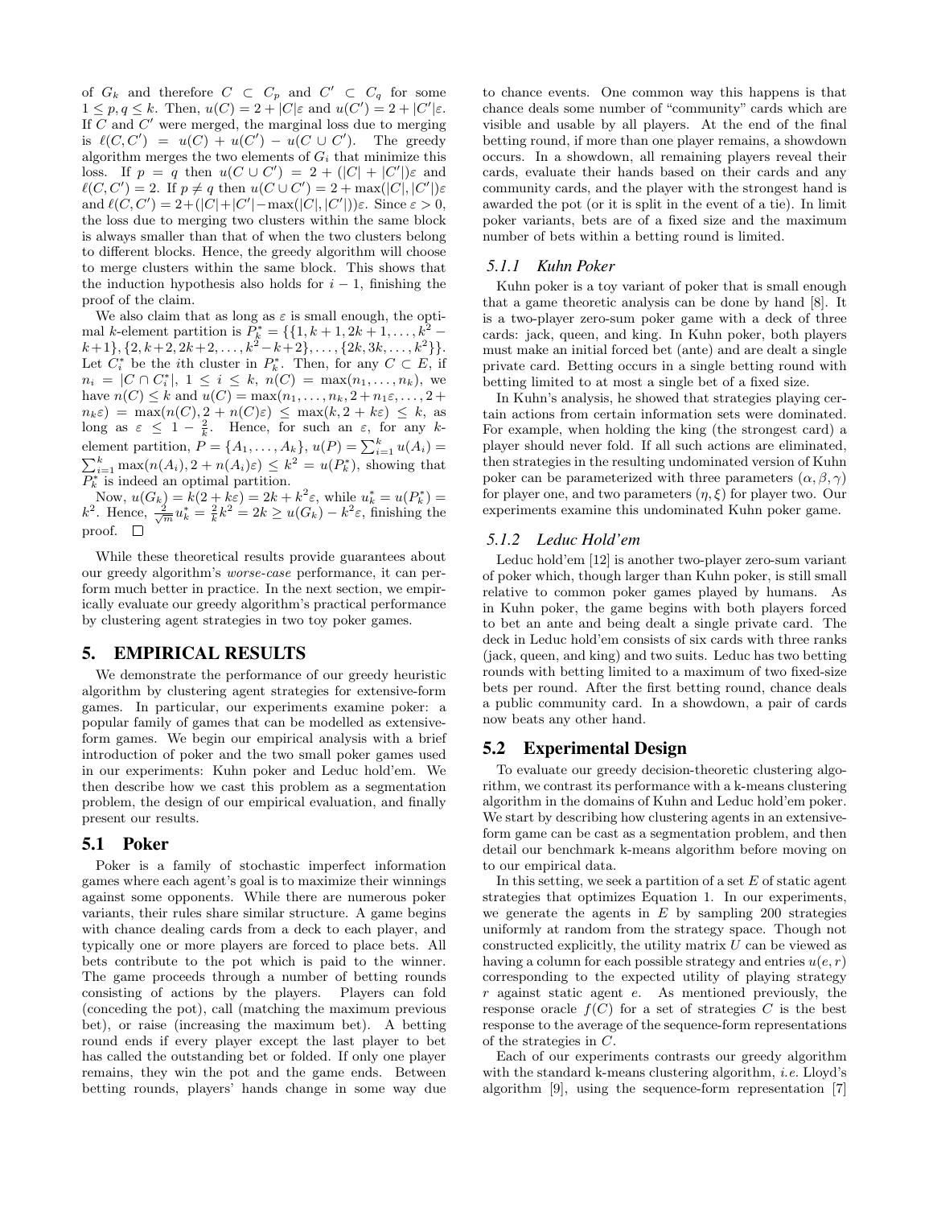of $G_k$ and therefore $C \subset C_p$ and $C' \subset C_q$ for some $1 \leq p, q \leq k$. Then, $u(C) = 2 + |C|\varepsilon$ and $u(C') = 2 + |C'|\varepsilon$. If $C$ and $C'$ were merged, the marginal loss due to merging is $\ell(C, C') = u(C) + u(C') - u(C \cup C')$. The greedy algorithm merges the two elements of $G_i$ that minimize this loss. If $p = q$ then $u(C \cup C') = 2 + (|C| + |C'|)\varepsilon$ and $\ell(C, C') = 2$. If $p \neq q$ then $u(C \cup C') = 2 + \max(|C|, |C'|)\varepsilon$ and $\ell(C, C') = 2 + (|C| + |C'| - \max(|C|, |C'|))\varepsilon$. Since $\varepsilon > 0$, the loss due to merging two clusters within the same block is always smaller than that of when the two clusters belong to different blocks. Hence, the greedy algorithm will choose to merge clusters within the same block. This shows that the induction hypothesis also holds for $i - 1$, finishing the proof of the claim.

We also claim that as long as $\varepsilon$ is small enough, the optimal $k$-element partition is $P_k^* = \{\{1, k+1, 2k+1, \ldots, k^2 - k+1\}, \{2, k+2, 2k+2, \ldots, k^2 - k+2\}, \ldots, \{2k, 3k, \ldots, k^2\}\}$. Let $C_i^*$ be the $i$th cluster in $P_k^*$. Then, for any $C \subset E$, if $n_i = |C \cap C_i^*|$, $1 \leq i \leq k$, $n(C) = \max(n_1, \ldots, n_k)$, we have $n(C) \leq k$ and $u(C) = \max(n_1, \ldots, n_k, 2 + n_1\varepsilon, \ldots, 2 + n_k\varepsilon) = \max(n(C), 2 + n(C)\varepsilon) \leq \max(k, 2 + k\varepsilon) \leq k$, as long as $\varepsilon \leq 1 - \frac{2}{k}$. Hence, for such an $\varepsilon$, for any $k$-element partition, $P = \{A_1, \ldots, A_k\}$, $u(P) = \sum_{i=1}^{k} u(A_i) = \sum_{i=1}^{k} \max(n(A_i), 2 + n(A_i)\varepsilon) \leq k^2 = u(P_k^*)$, showing that $P_k^*$ is indeed an optimal partition.

Now, $u(G_k) = k(2 + k\varepsilon) = 2k + k^2\varepsilon$, while $u_k^* = u(P_k^*) = k^2$. Hence, $\frac{2}{\sqrt{m}} u_k^* = \frac{2}{k} k^2 = 2k \geq u(G_k) - k^2\varepsilon$, finishing the proof. $\square$

While these theoretical results provide guarantees about our greedy algorithm's *worse-case* performance, it can perform much better in practice. In the next section, we empirically evaluate our greedy algorithm's practical performance by clustering agent strategies in two toy poker games.

## 5. EMPIRICAL RESULTS

We demonstrate the performance of our greedy heuristic algorithm by clustering agent strategies for extensive-form games. In particular, our experiments examine poker: a popular family of games that can be modelled as extensive-form games. We begin our empirical analysis with a brief introduction of poker and the two small poker games used in our experiments: Kuhn poker and Leduc hold'em. We then describe how we cast this problem as a segmentation problem, the design of our empirical evaluation, and finally present our results.

### 5.1 Poker

Poker is a family of stochastic imperfect information games where each agent's goal is to maximize their winnings against some opponents. While there are numerous poker variants, their rules share similar structure. A game begins with chance dealing cards from a deck to each player, and typically one or more players are forced to place bets. All bets contribute to the pot which is paid to the winner. The game proceeds through a number of betting rounds consisting of actions by the players. Players can fold (conceding the pot), call (matching the maximum previous bet), or raise (increasing the maximum bet). A betting round ends if every player except the last player to bet has called the outstanding bet or folded. If only one player remains, they win the pot and the game ends. Between betting rounds, players' hands change in some way due to chance events. One common way this happens is that chance deals some number of "community" cards which are visible and usable by all players. At the end of the final betting round, if more than one player remains, a showdown occurs. In a showdown, all remaining players reveal their cards, evaluate their hands based on their cards and any community cards, and the player with the strongest hand is awarded the pot (or it is split in the event of a tie). In limit poker variants, bets are of a fixed size and the maximum number of bets within a betting round is limited.

#### 5.1.1 Kuhn Poker

Kuhn poker is a toy variant of poker that is small enough that a game theoretic analysis can be done by hand [8]. It is a two-player zero-sum poker game with a deck of three cards: jack, queen, and king. In Kuhn poker, both players must make an initial forced bet (ante) and are dealt a single private card. Betting occurs in a single betting round with betting limited to at most a single bet of a fixed size.

In Kuhn's analysis, he showed that strategies playing certain actions from certain information sets were dominated. For example, when holding the king (the strongest card) a player should never fold. If all such actions are eliminated, then strategies in the resulting undominated version of Kuhn poker can be parameterized with three parameters $(\alpha, \beta, \gamma)$ for player one, and two parameters $(\eta, \xi)$ for player two. Our experiments examine this undominated Kuhn poker game.

#### 5.1.2 Leduc Hold'em

Leduc hold'em [12] is another two-player zero-sum variant of poker which, though larger than Kuhn poker, is still small relative to common poker games played by humans. As in Kuhn poker, the game begins with both players forced to bet an ante and being dealt a single private card. The deck in Leduc hold'em consists of six cards with three ranks (jack, queen, and king) and two suits. Leduc has two betting rounds with betting limited to a maximum of two fixed-size bets per round. After the first betting round, chance deals a public community card. In a showdown, a pair of cards now beats any other hand.

### 5.2 Experimental Design

To evaluate our greedy decision-theoretic clustering algorithm, we contrast its performance with a k-means clustering algorithm in the domains of Kuhn and Leduc hold'em poker. We start by describing how clustering agents in an extensive-form game can be cast as a segmentation problem, and then detail our benchmark k-means algorithm before moving on to our empirical data.

In this setting, we seek a partition of a set $E$ of static agent strategies that optimizes Equation 1. In our experiments, we generate the agents in $E$ by sampling 200 strategies uniformly at random from the strategy space. Though not constructed explicitly, the utility matrix $U$ can be viewed as having a column for each possible strategy and entries $u(e, r)$ corresponding to the expected utility of playing strategy $r$ against static agent $e$. As mentioned previously, the response oracle $f(C)$ for a set of strategies $C$ is the best response to the average of the sequence-form representations of the strategies in $C$.

Each of our experiments contrasts our greedy algorithm with the standard k-means clustering algorithm, *i.e.* Lloyd's algorithm [9], using the sequence-form representation [7]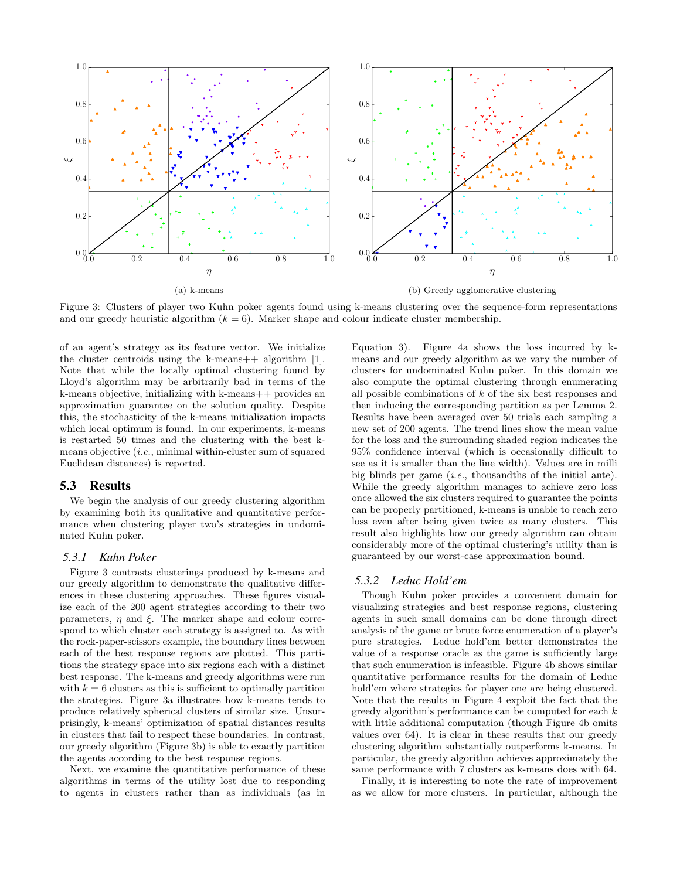(a) k-means

(b) Greedy agglomerative clustering

Figure 3: Clusters of player two Kuhn poker agents found using k-means clustering over the sequence-form representations and our greedy heuristic algorithm ($k = 6$). Marker shape and colour indicate cluster membership.

of an agent's strategy as its feature vector. We initialize the cluster centroids using the k-means++ algorithm [1]. Note that while the locally optimal clustering found by Lloyd's algorithm may be arbitrarily bad in terms of the k-means objective, initializing with k-means++ provides an approximation guarantee on the solution quality. Despite this, the stochasticity of the k-means initialization impacts which local optimum is found. In our experiments, k-means is restarted 50 times and the clustering with the best k-means objective (*i.e.*, minimal within-cluster sum of squared Euclidean distances) is reported.

## 5.3 Results

We begin the analysis of our greedy clustering algorithm by examining both its qualitative and quantitative performance when clustering player two's strategies in undominated Kuhn poker.

### 5.3.1 Kuhn Poker

Figure 3 contrasts clusterings produced by k-means and our greedy algorithm to demonstrate the qualitative differences in these clustering approaches. These figures visualize each of the 200 agent strategies according to their two parameters, $\eta$ and $\xi$. The marker shape and colour correspond to which cluster each strategy is assigned to. As with the rock-paper-scissors example, the boundary lines between each of the best response regions are plotted. This partitions the strategy space into six regions each with a distinct best response. The k-means and greedy algorithms were run with $k = 6$ clusters as this is sufficient to optimally partition the strategies. Figure 3a illustrates how k-means tends to produce relatively spherical clusters of similar size. Unsurprisingly, k-means' optimization of spatial distances results in clusters that fail to respect these boundaries. In contrast, our greedy algorithm (Figure 3b) is able to exactly partition the agents according to the best response regions.

Next, we examine the quantitative performance of these algorithms in terms of the utility lost due to responding to agents in clusters rather than as individuals (as in Equation 3). Figure 4a shows the loss incurred by k-means and our greedy algorithm as we vary the number of clusters for undominated Kuhn poker. In this domain we also compute the optimal clustering through enumerating all possible combinations of $k$ of the six best responses and then inducing the corresponding partition as per Lemma 2. Results have been averaged over 50 trials each sampling a new set of 200 agents. The trend lines show the mean value for the loss and the surrounding shaded region indicates the 95% confidence interval (which is occasionally difficult to see as it is smaller than the line width). Values are in milli big blinds per game (*i.e.*, thousandths of the initial ante). While the greedy algorithm manages to achieve zero loss once allowed the six clusters required to guarantee the points can be properly partitioned, k-means is unable to reach zero loss even after being given twice as many clusters. This result also highlights how our greedy algorithm can obtain considerably more of the optimal clustering's utility than is guaranteed by our worst-case approximation bound.

### 5.3.2 Leduc Hold'em

Though Kuhn poker provides a convenient domain for visualizing strategies and best response regions, clustering agents in such small domains can be done through direct analysis of the game or brute force enumeration of a player's pure strategies. Leduc hold'em better demonstrates the value of a response oracle as the game is sufficiently large that such enumeration is infeasible. Figure 4b shows similar quantitative performance results for the domain of Leduc hold'em where strategies for player one are being clustered. Note that the results in Figure 4 exploit the fact that the greedy algorithm's performance can be computed for each $k$ with little additional computation (though Figure 4b omits values over 64). It is clear in these results that our greedy clustering algorithm substantially outperforms k-means. In particular, the greedy algorithm achieves approximately the same performance with 7 clusters as k-means does with 64.

Finally, it is interesting to note the rate of improvement as we allow for more clusters. In particular, although the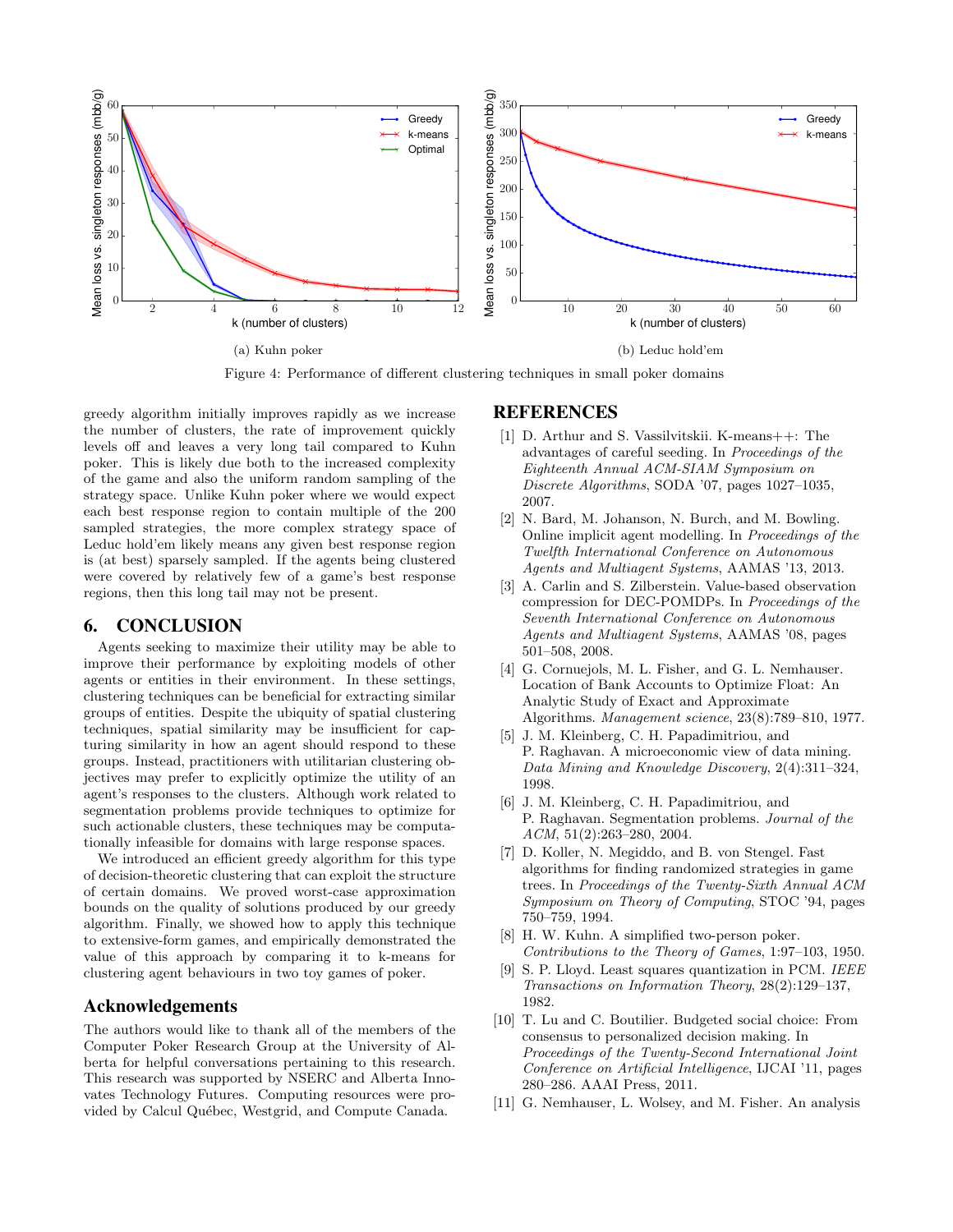(a) Kuhn poker

(b) Leduc hold'em

Figure 4: Performance of different clustering techniques in small poker domains

greedy algorithm initially improves rapidly as we increase the number of clusters, the rate of improvement quickly levels off and leaves a very long tail compared to Kuhn poker. This is likely due both to the increased complexity of the game and also the uniform random sampling of the strategy space. Unlike Kuhn poker where we would expect each best response region to contain multiple of the 200 sampled strategies, the more complex strategy space of Leduc hold'em likely means any given best response region is (at best) sparsely sampled. If the agents being clustered were covered by relatively few of a game's best response regions, then this long tail may not be present.

## 6. CONCLUSION

Agents seeking to maximize their utility may be able to improve their performance by exploiting models of other agents or entities in their environment. In these settings, clustering techniques can be beneficial for extracting similar groups of entities. Despite the ubiquity of spatial clustering techniques, spatial similarity may be insufficient for capturing similarity in how an agent should respond to these groups. Instead, practitioners with utilitarian clustering objectives may prefer to explicitly optimize the utility of an agent's responses to the clusters. Although work related to segmentation problems provide techniques to optimize for such actionable clusters, these techniques may be computationally infeasible for domains with large response spaces.

We introduced an efficient greedy algorithm for this type of decision-theoretic clustering that can exploit the structure of certain domains. We proved worst-case approximation bounds on the quality of solutions produced by our greedy algorithm. Finally, we showed how to apply this technique to extensive-form games, and empirically demonstrated the value of this approach by comparing it to k-means for clustering agent behaviours in two toy games of poker.

## Acknowledgements

The authors would like to thank all of the members of the Computer Poker Research Group at the University of Alberta for helpful conversations pertaining to this research. This research was supported by NSERC and Alberta Innovates Technology Futures. Computing resources were provided by Calcul Québec, Westgrid, and Compute Canada.

## REFERENCES

[1] D. Arthur and S. Vassilvitskii. K-means++: The advantages of careful seeding. In *Proceedings of the Eighteenth Annual ACM-SIAM Symposium on Discrete Algorithms*, SODA '07, pages 1027–1035, 2007.

[2] N. Bard, M. Johanson, N. Burch, and M. Bowling. Online implicit agent modelling. In *Proceedings of the Twelfth International Conference on Autonomous Agents and Multiagent Systems*, AAMAS '13, 2013.

[3] A. Carlin and S. Zilberstein. Value-based observation compression for DEC-POMDPs. In *Proceedings of the Seventh International Conference on Autonomous Agents and Multiagent Systems*, AAMAS '08, pages 501–508, 2008.

[4] G. Cornuejols, M. L. Fisher, and G. L. Nemhauser. Location of Bank Accounts to Optimize Float: An Analytic Study of Exact and Approximate Algorithms. *Management science*, 23(8):789–810, 1977.

[5] J. M. Kleinberg, C. H. Papadimitriou, and P. Raghavan. A microeconomic view of data mining. *Data Mining and Knowledge Discovery*, 2(4):311–324, 1998.

[6] J. M. Kleinberg, C. H. Papadimitriou, and P. Raghavan. Segmentation problems. *Journal of the ACM*, 51(2):263–280, 2004.

[7] D. Koller, N. Megiddo, and B. von Stengel. Fast algorithms for finding randomized strategies in game trees. In *Proceedings of the Twenty-Sixth Annual ACM Symposium on Theory of Computing*, STOC '94, pages 750–759, 1994.

[8] H. W. Kuhn. A simplified two-person poker. *Contributions to the Theory of Games*, 1:97–103, 1950.

[9] S. P. Lloyd. Least squares quantization in PCM. *IEEE Transactions on Information Theory*, 28(2):129–137, 1982.

[10] T. Lu and C. Boutilier. Budgeted social choice: From consensus to personalized decision making. In *Proceedings of the Twenty-Second International Joint Conference on Artificial Intelligence*, IJCAI '11, pages 280–286. AAAI Press, 2011.

[11] G. Nemhauser, L. Wolsey, and M. Fisher. An analysis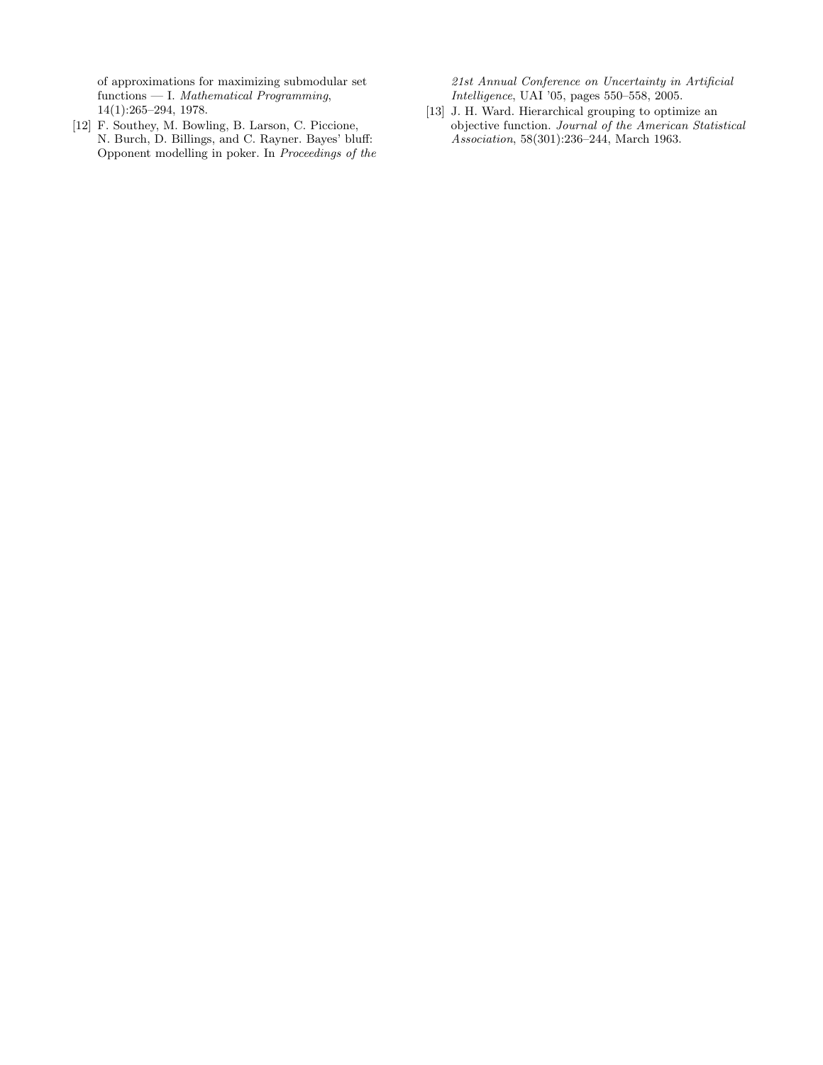of approximations for maximizing submodular set functions — I. *Mathematical Programming*, 14(1):265–294, 1978.

[12] F. Southey, M. Bowling, B. Larson, C. Piccione, N. Burch, D. Billings, and C. Rayner. Bayes' bluff: Opponent modelling in poker. In *Proceedings of the 21st Annual Conference on Uncertainty in Artificial Intelligence*, UAI '05, pages 550–558, 2005.

[13] J. H. Ward. Hierarchical grouping to optimize an objective function. *Journal of the American Statistical Association*, 58(301):236–244, March 1963.